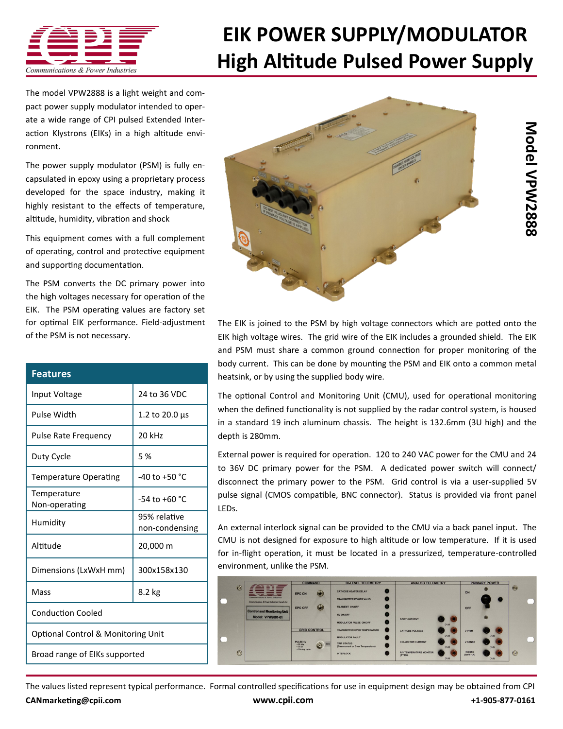# EIK POWER SUPPLY/MODULATOR

## High Altitude Pulsed Power Supply

**Model VPW2888**

The model VPW2888 is a light weight and compact power supply modulator intended to operate a wide range of CPI pulsed Extended Interaction Klystrons (EIKs) in a high altitude environment.

The power supply modulator (PSM) is fully encapsulated in epoxy using a proprietary process developed for the space industry, making it highly resistant to the effects of temperature, altitude, humidity, vibration and shock

This equipment comes with a full complement of operating, control and protective equipment and supporting documentation.

The PSM converts the DC primary power into the high voltages necessary for operation of the EIK. The PSM operating values are factory set for optimal EIK performance. Field-adjustment of the PSM is not necessary.

| Features | |
|---|---|
| Input Voltage | 24 to 36 VDC |
| Pulse Width | 1.2 to 20.0 µs |
| Pulse Rate Frequency | 20 kHz |
| Duty Cycle | 5 % |
| Temperature Operating | -40 to +50 °C |
| Temperature Non-operating | -54 to +60 °C |
| Humidity | 95% relative non-condensing |
| Altitude | 20,000 m |
| Dimensions (LxWxH mm) | 300x158x130 |
| Mass | 8.2 kg |
| Conduction Cooled | |
| Optional Control & Monitoring Unit | |
| Broad range of EIKs supported | |

The EIK is joined to the PSM by high voltage connectors which are potted onto the EIK high voltage wires. The grid wire of the EIK includes a grounded shield. The EIK and PSM must share a common ground connection for proper monitoring of the body current. This can be done by mounting the PSM and EIK onto a common metal heatsink, or by using the supplied body wire.

The optional Control and Monitoring Unit (CMU), used for operational monitoring when the defined functionality is not supplied by the radar control system, is housed in a standard 19 inch aluminum chassis. The height is 132.6mm (3U high) and the depth is 280mm.

External power is required for operation. 120 to 240 VAC power for the CMU and 24 to 36V DC primary power for the PSM. A dedicated power switch will connect/disconnect the primary power to the PSM. Grid control is via a user-supplied 5V pulse signal (CMOS compatible, BNC connector). Status is provided via front panel LEDs.

An external interlock signal can be provided to the CMU via a back panel input. The CMU is not designed for exposure to high altitude or low temperature. If it is used for in-flight operation, it must be located in a pressurized, temperature-controlled environment, unlike the PSM.

The values listed represent typical performance. Formal controlled specifications for use in equipment design may be obtained from CPI

**CANmarketing@cpii.com** **www.cpii.com** **+1-905-877-0161**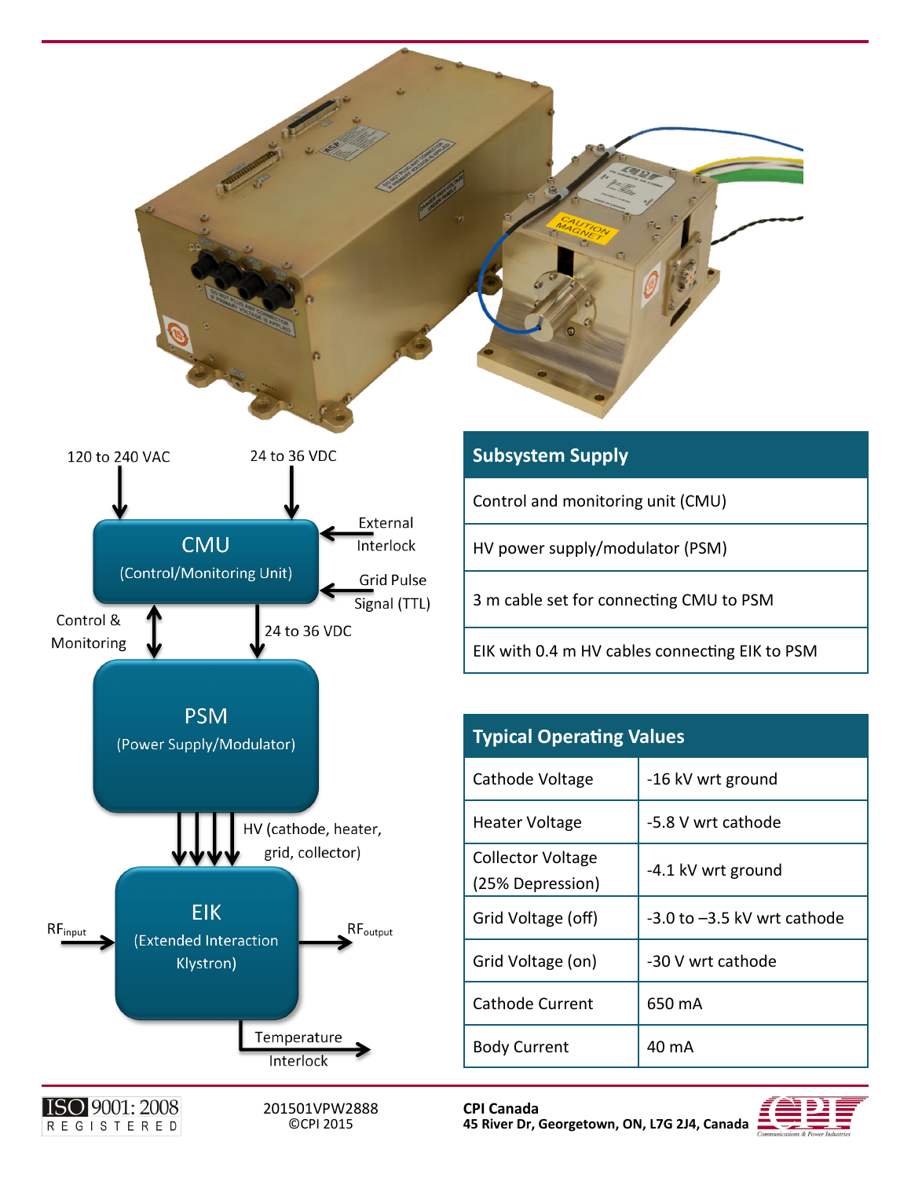120 to 240 VAC

24 to 36 VDC

CMU
(Control/Monitoring Unit)

External Interlock

Grid Pulse Signal (TTL)

Control & Monitoring

24 to 36 VDC

PSM
(Power Supply/Modulator)

HV (cathode, heater, grid, collector)

$RF_{input}$

EIK
(Extended Interaction Klystron)

$RF_{output}$

Temperature Interlock

| Subsystem Supply |
|---|
| Control and monitoring unit (CMU) |
| HV power supply/modulator (PSM) |
| 3 m cable set for connecting CMU to PSM |
| EIK with 0.4 m HV cables connecting EIK to PSM |

| Typical Operating Values | |
|---|---|
| Cathode Voltage | -16 kV wrt ground |
| Heater Voltage | -5.8 V wrt cathode |
| Collector Voltage (25% Depression) | -4.1 kV wrt ground |
| Grid Voltage (off) | -3.0 to –3.5 kV wrt cathode |
| Grid Voltage (on) | -30 V wrt cathode |
| Cathode Current | 650 mA |
| Body Current | 40 mA |

ISO 9001: 2008 REGISTERED

201501VPW2888
©CPI 2015

**CPI Canada**
**45 River Dr, Georgetown, ON, L7G 2J4, Canada**